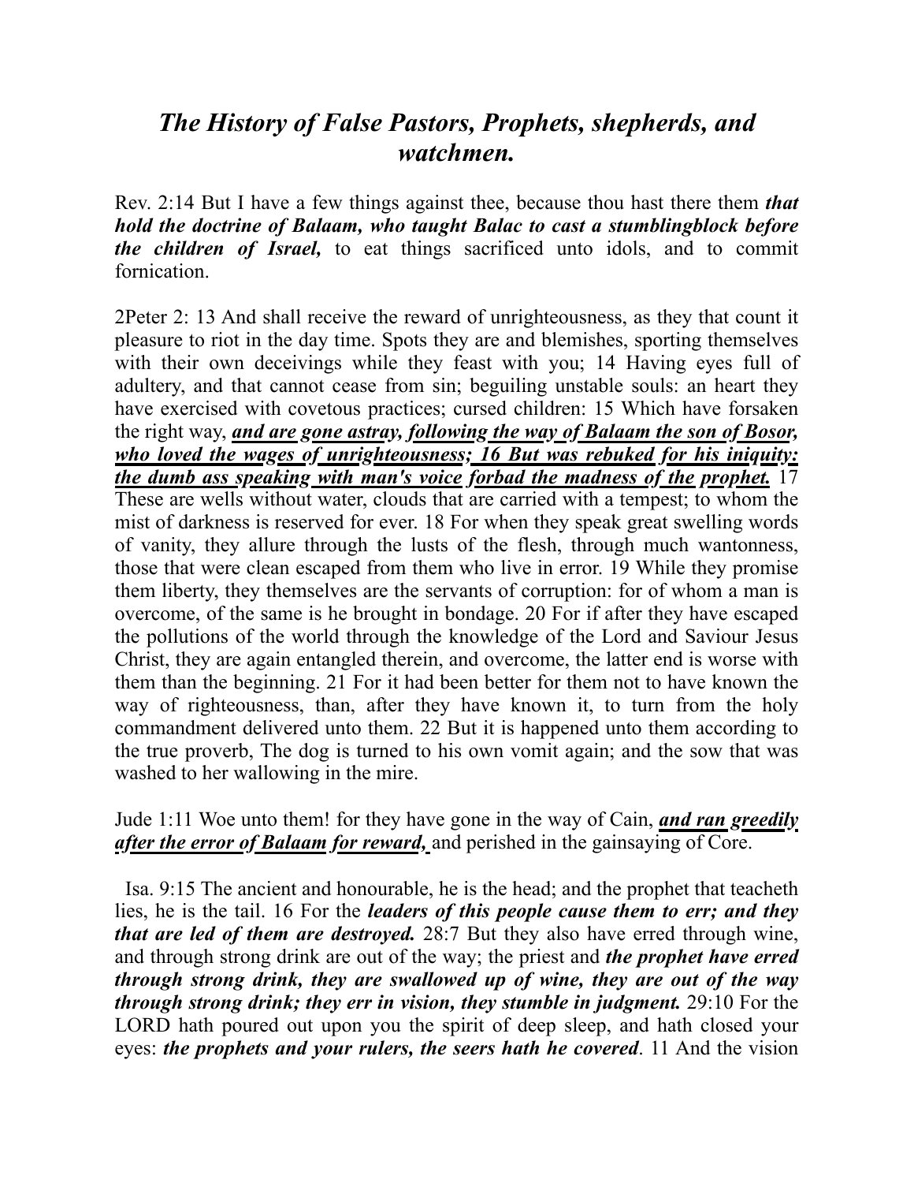# *The History of False Pastors, Prophets, shepherds, and watchmen.*

Rev. 2:14 But I have a few things against thee, because thou hast there them ***that hold the doctrine of Balaam, who taught Balac to cast a stumblingblock before the children of Israel,*** to eat things sacrificed unto idols, and to commit fornication.

2Peter 2: 13 And shall receive the reward of unrighteousness, as they that count it pleasure to riot in the day time. Spots they are and blemishes, sporting themselves with their own deceivings while they feast with you; 14 Having eyes full of adultery, and that cannot cease from sin; beguiling unstable souls: an heart they have exercised with covetous practices; cursed children: 15 Which have forsaken the right way, <u>***and are gone astray, following the way of Balaam the son of Bosor, who loved the wages of unrighteousness; 16 But was rebuked for his iniquity: the dumb ass speaking with man's voice forbad the madness of the prophet.***</u> 17 These are wells without water, clouds that are carried with a tempest; to whom the mist of darkness is reserved for ever. 18 For when they speak great swelling words of vanity, they allure through the lusts of the flesh, through much wantonness, those that were clean escaped from them who live in error. 19 While they promise them liberty, they themselves are the servants of corruption: for of whom a man is overcome, of the same is he brought in bondage. 20 For if after they have escaped the pollutions of the world through the knowledge of the Lord and Saviour Jesus Christ, they are again entangled therein, and overcome, the latter end is worse with them than the beginning. 21 For it had been better for them not to have known the way of righteousness, than, after they have known it, to turn from the holy commandment delivered unto them. 22 But it is happened unto them according to the true proverb, The dog is turned to his own vomit again; and the sow that was washed to her wallowing in the mire.

Jude 1:11 Woe unto them! for they have gone in the way of Cain, <u>***and ran greedily after the error of Balaam for reward,***</u> and perished in the gainsaying of Core.

Isa. 9:15 The ancient and honourable, he is the head; and the prophet that teacheth lies, he is the tail. 16 For the ***leaders of this people cause them to err; and they that are led of them are destroyed.*** 28:7 But they also have erred through wine, and through strong drink are out of the way; the priest and ***the prophet have erred through strong drink, they are swallowed up of wine, they are out of the way through strong drink; they err in vision, they stumble in judgment.*** 29:10 For the LORD hath poured out upon you the spirit of deep sleep, and hath closed your eyes: ***the prophets and your rulers, the seers hath he covered***. 11 And the vision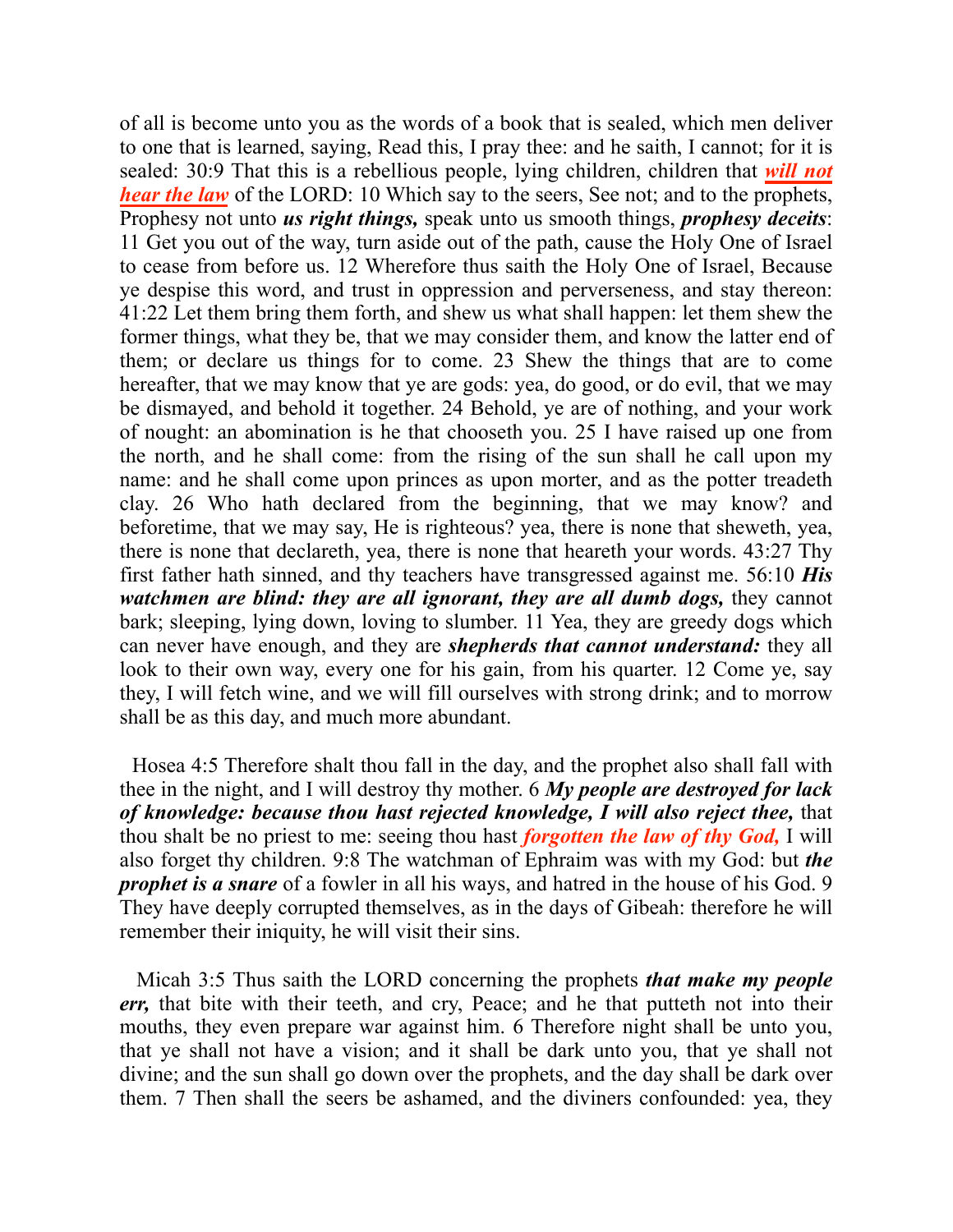of all is become unto you as the words of a book that is sealed, which men deliver to one that is learned, saying, Read this, I pray thee: and he saith, I cannot; for it is sealed: 30:9 That this is a rebellious people, lying children, children that ***will not hear the law*** of the LORD: 10 Which say to the seers, See not; and to the prophets, Prophesy not unto ***us right things,*** speak unto us smooth things, ***prophesy deceits***: 11 Get you out of the way, turn aside out of the path, cause the Holy One of Israel to cease from before us. 12 Wherefore thus saith the Holy One of Israel, Because ye despise this word, and trust in oppression and perverseness, and stay thereon: 41:22 Let them bring them forth, and shew us what shall happen: let them shew the former things, what they be, that we may consider them, and know the latter end of them; or declare us things for to come. 23 Shew the things that are to come hereafter, that we may know that ye are gods: yea, do good, or do evil, that we may be dismayed, and behold it together. 24 Behold, ye are of nothing, and your work of nought: an abomination is he that chooseth you. 25 I have raised up one from the north, and he shall come: from the rising of the sun shall he call upon my name: and he shall come upon princes as upon morter, and as the potter treadeth clay. 26 Who hath declared from the beginning, that we may know? and beforetime, that we may say, He is righteous? yea, there is none that sheweth, yea, there is none that declareth, yea, there is none that heareth your words. 43:27 Thy first father hath sinned, and thy teachers have transgressed against me. 56:10 ***His watchmen are blind: they are all ignorant, they are all dumb dogs,*** they cannot bark; sleeping, lying down, loving to slumber. 11 Yea, they are greedy dogs which can never have enough, and they are ***shepherds that cannot understand:*** they all look to their own way, every one for his gain, from his quarter. 12 Come ye, say they, I will fetch wine, and we will fill ourselves with strong drink; and to morrow shall be as this day, and much more abundant.

Hosea 4:5 Therefore shalt thou fall in the day, and the prophet also shall fall with thee in the night, and I will destroy thy mother. 6 ***My people are destroyed for lack of knowledge: because thou hast rejected knowledge, I will also reject thee,*** that thou shalt be no priest to me: seeing thou hast ***forgotten the law of thy God,*** I will also forget thy children. 9:8 The watchman of Ephraim was with my God: but ***the prophet is a snare*** of a fowler in all his ways, and hatred in the house of his God. 9 They have deeply corrupted themselves, as in the days of Gibeah: therefore he will remember their iniquity, he will visit their sins.

Micah 3:5 Thus saith the LORD concerning the prophets ***that make my people err,*** that bite with their teeth, and cry, Peace; and he that putteth not into their mouths, they even prepare war against him. 6 Therefore night shall be unto you, that ye shall not have a vision; and it shall be dark unto you, that ye shall not divine; and the sun shall go down over the prophets, and the day shall be dark over them. 7 Then shall the seers be ashamed, and the diviners confounded: yea, they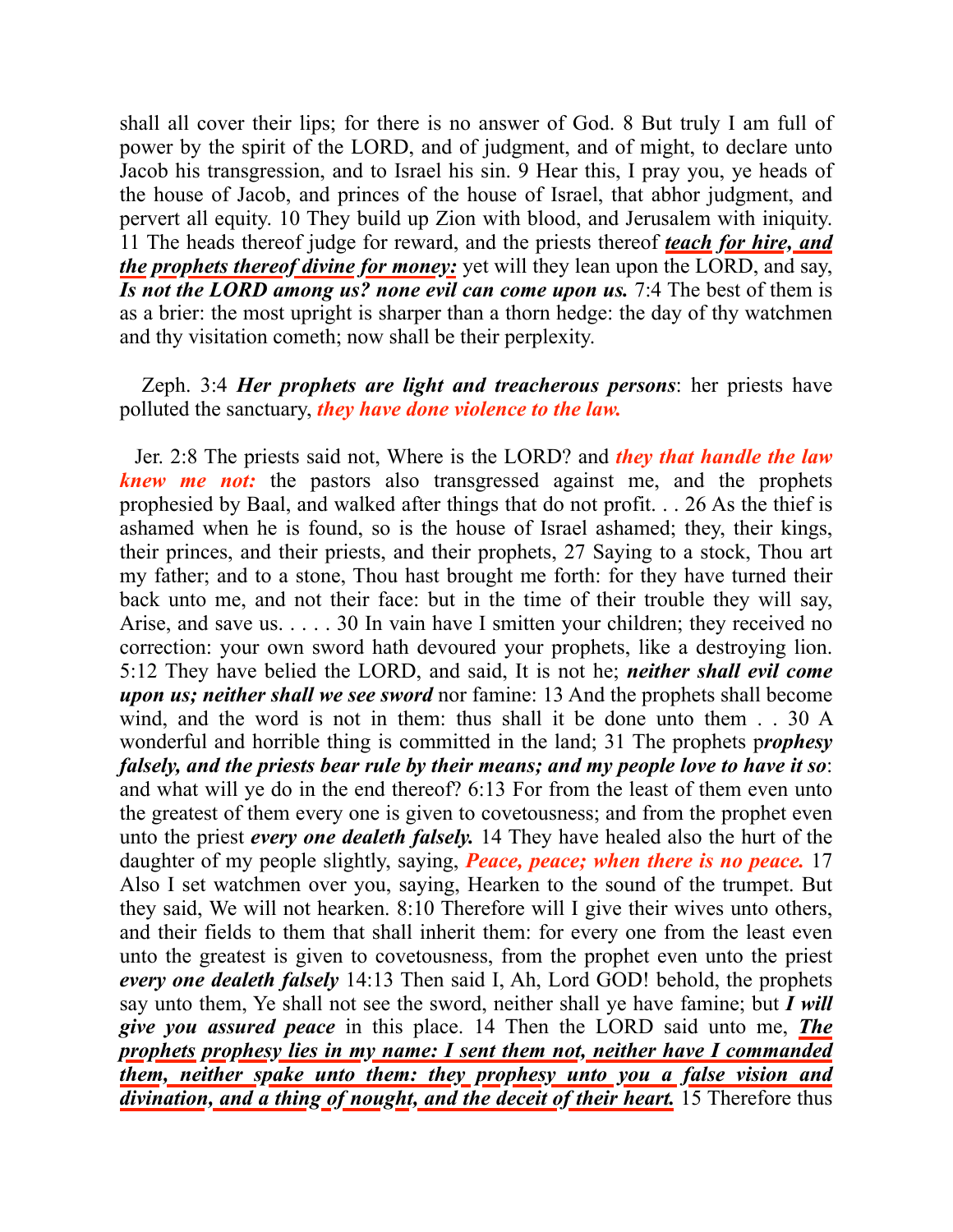shall all cover their lips; for there is no answer of God. 8 But truly I am full of power by the spirit of the LORD, and of judgment, and of might, to declare unto Jacob his transgression, and to Israel his sin. 9 Hear this, I pray you, ye heads of the house of Jacob, and princes of the house of Israel, that abhor judgment, and pervert all equity. 10 They build up Zion with blood, and Jerusalem with iniquity. 11 The heads thereof judge for reward, and the priests thereof ***teach for hire, and the prophets thereof divine for money:*** yet will they lean upon the LORD, and say, ***Is not the LORD among us? none evil can come upon us.*** 7:4 The best of them is as a brier: the most upright is sharper than a thorn hedge: the day of thy watchmen and thy visitation cometh; now shall be their perplexity.

Zeph. 3:4 ***Her prophets are light and treacherous persons***: her priests have polluted the sanctuary, ***they have done violence to the law.***

Jer. 2:8 The priests said not, Where is the LORD? and ***they that handle the law knew me not:*** the pastors also transgressed against me, and the prophets prophesied by Baal, and walked after things that do not profit. . . 26 As the thief is ashamed when he is found, so is the house of Israel ashamed; they, their kings, their princes, and their priests, and their prophets, 27 Saying to a stock, Thou art my father; and to a stone, Thou hast brought me forth: for they have turned their back unto me, and not their face: but in the time of their trouble they will say, Arise, and save us. . . . . 30 In vain have I smitten your children; they received no correction: your own sword hath devoured your prophets, like a destroying lion. 5:12 They have belied the LORD, and said, It is not he; ***neither shall evil come upon us; neither shall we see sword*** nor famine: 13 And the prophets shall become wind, and the word is not in them: thus shall it be done unto them . . 30 A wonderful and horrible thing is committed in the land; 31 The prophets p***rophesy falsely, and the priests bear rule by their means; and my people love to have it so***: and what will ye do in the end thereof? 6:13 For from the least of them even unto the greatest of them every one is given to covetousness; and from the prophet even unto the priest ***every one dealeth falsely.*** 14 They have healed also the hurt of the daughter of my people slightly, saying, ***Peace, peace; when there is no peace.*** 17 Also I set watchmen over you, saying, Hearken to the sound of the trumpet. But they said, We will not hearken. 8:10 Therefore will I give their wives unto others, and their fields to them that shall inherit them: for every one from the least even unto the greatest is given to covetousness, from the prophet even unto the priest ***every one dealeth falsely*** 14:13 Then said I, Ah, Lord GOD! behold, the prophets say unto them, Ye shall not see the sword, neither shall ye have famine; but ***I will give you assured peace*** in this place. 14 Then the LORD said unto me, ***The prophets prophesy lies in my name: I sent them not, neither have I commanded them, neither spake unto them: they prophesy unto you a false vision and divination, and a thing of nought, and the deceit of their heart.*** 15 Therefore thus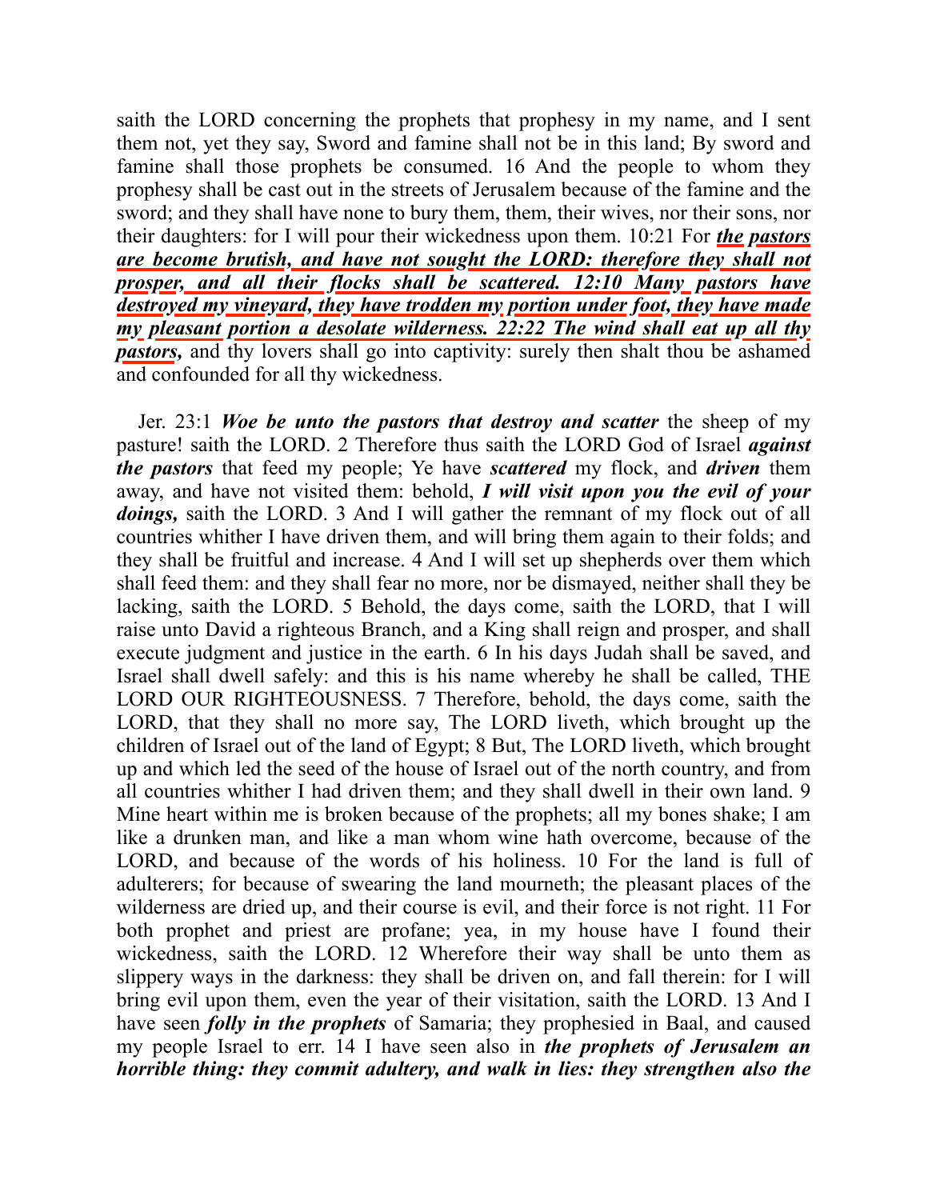saith the LORD concerning the prophets that prophesy in my name, and I sent them not, yet they say, Sword and famine shall not be in this land; By sword and famine shall those prophets be consumed. 16 And the people to whom they prophesy shall be cast out in the streets of Jerusalem because of the famine and the sword; and they shall have none to bury them, them, their wives, nor their sons, nor their daughters: for I will pour their wickedness upon them. 10:21 For ***the pastors are become brutish, and have not sought the LORD: therefore they shall not prosper, and all their flocks shall be scattered. 12:10 Many pastors have destroyed my vineyard, they have trodden my portion under foot, they have made my pleasant portion a desolate wilderness. 22:22 The wind shall eat up all thy pastors,*** and thy lovers shall go into captivity: surely then shalt thou be ashamed and confounded for all thy wickedness.

Jer. 23:1 ***Woe be unto the pastors that destroy and scatter*** the sheep of my pasture! saith the LORD. 2 Therefore thus saith the LORD God of Israel ***against the pastors*** that feed my people; Ye have ***scattered*** my flock, and ***driven*** them away, and have not visited them: behold, ***I will visit upon you the evil of your doings,*** saith the LORD. 3 And I will gather the remnant of my flock out of all countries whither I have driven them, and will bring them again to their folds; and they shall be fruitful and increase. 4 And I will set up shepherds over them which shall feed them: and they shall fear no more, nor be dismayed, neither shall they be lacking, saith the LORD. 5 Behold, the days come, saith the LORD, that I will raise unto David a righteous Branch, and a King shall reign and prosper, and shall execute judgment and justice in the earth. 6 In his days Judah shall be saved, and Israel shall dwell safely: and this is his name whereby he shall be called, THE LORD OUR RIGHTEOUSNESS. 7 Therefore, behold, the days come, saith the LORD, that they shall no more say, The LORD liveth, which brought up the children of Israel out of the land of Egypt; 8 But, The LORD liveth, which brought up and which led the seed of the house of Israel out of the north country, and from all countries whither I had driven them; and they shall dwell in their own land. 9 Mine heart within me is broken because of the prophets; all my bones shake; I am like a drunken man, and like a man whom wine hath overcome, because of the LORD, and because of the words of his holiness. 10 For the land is full of adulterers; for because of swearing the land mourneth; the pleasant places of the wilderness are dried up, and their course is evil, and their force is not right. 11 For both prophet and priest are profane; yea, in my house have I found their wickedness, saith the LORD. 12 Wherefore their way shall be unto them as slippery ways in the darkness: they shall be driven on, and fall therein: for I will bring evil upon them, even the year of their visitation, saith the LORD. 13 And I have seen ***folly in the prophets*** of Samaria; they prophesied in Baal, and caused my people Israel to err. 14 I have seen also in ***the prophets of Jerusalem an horrible thing: they commit adultery, and walk in lies: they strengthen also the***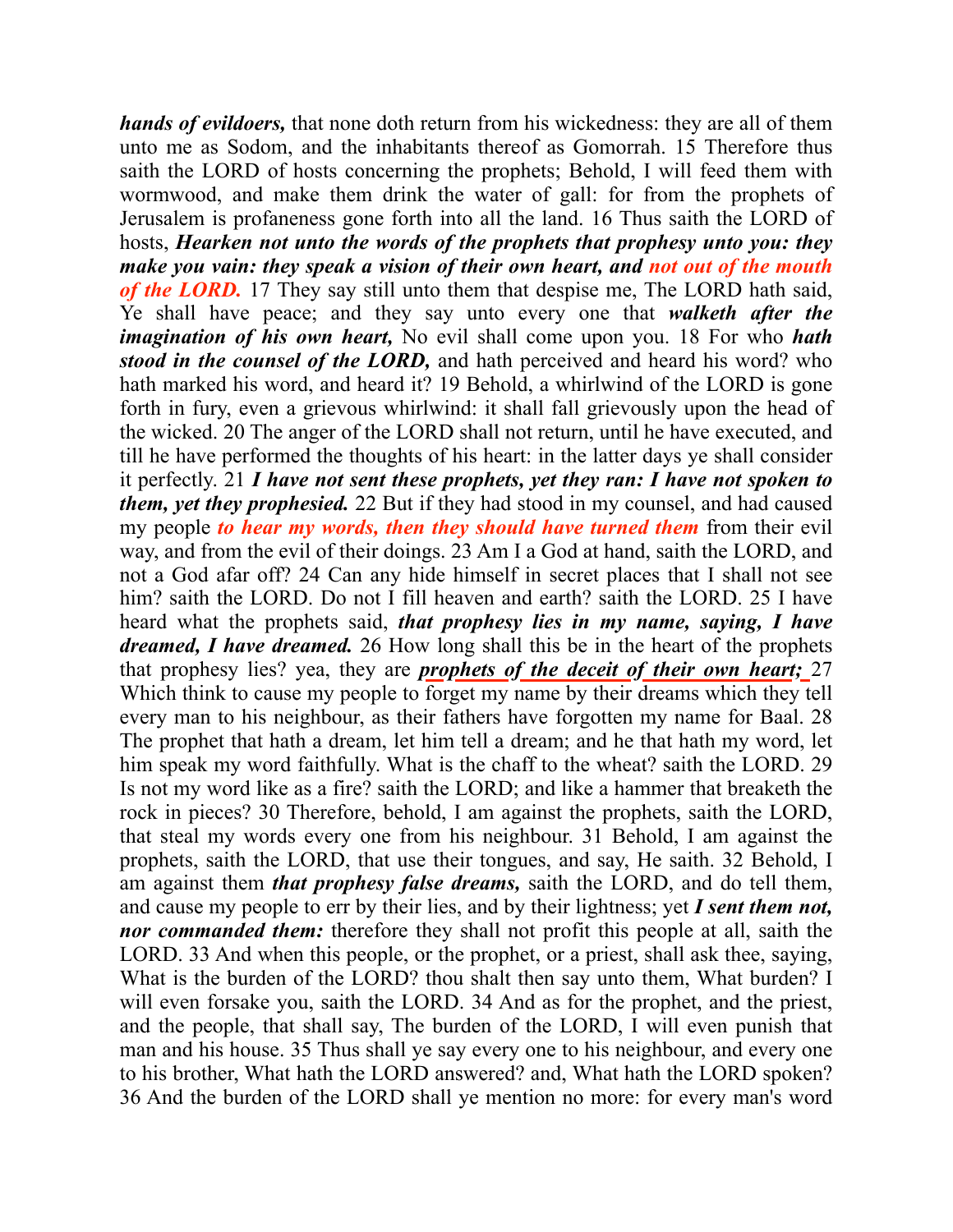***hands of evildoers,*** that none doth return from his wickedness: they are all of them unto me as Sodom, and the inhabitants thereof as Gomorrah. 15 Therefore thus saith the LORD of hosts concerning the prophets; Behold, I will feed them with wormwood, and make them drink the water of gall: for from the prophets of Jerusalem is profaneness gone forth into all the land. 16 Thus saith the LORD of hosts, ***Hearken not unto the words of the prophets that prophesy unto you: they make you vain: they speak a vision of their own heart, and not out of the mouth of the LORD.*** 17 They say still unto them that despise me, The LORD hath said, Ye shall have peace; and they say unto every one that ***walketh after the imagination of his own heart,*** No evil shall come upon you. 18 For who ***hath stood in the counsel of the LORD,*** and hath perceived and heard his word? who hath marked his word, and heard it? 19 Behold, a whirlwind of the LORD is gone forth in fury, even a grievous whirlwind: it shall fall grievously upon the head of the wicked. 20 The anger of the LORD shall not return, until he have executed, and till he have performed the thoughts of his heart: in the latter days ye shall consider it perfectly. 21 ***I have not sent these prophets, yet they ran: I have not spoken to them, yet they prophesied.*** 22 But if they had stood in my counsel, and had caused my people ***to hear my words, then they should have turned them*** from their evil way, and from the evil of their doings. 23 Am I a God at hand, saith the LORD, and not a God afar off? 24 Can any hide himself in secret places that I shall not see him? saith the LORD. Do not I fill heaven and earth? saith the LORD. 25 I have heard what the prophets said, ***that prophesy lies in my name, saying, I have dreamed, I have dreamed.*** 26 How long shall this be in the heart of the prophets that prophesy lies? yea, they are ***prophets of the deceit of their own heart;*** 27 Which think to cause my people to forget my name by their dreams which they tell every man to his neighbour, as their fathers have forgotten my name for Baal. 28 The prophet that hath a dream, let him tell a dream; and he that hath my word, let him speak my word faithfully. What is the chaff to the wheat? saith the LORD. 29 Is not my word like as a fire? saith the LORD; and like a hammer that breaketh the rock in pieces? 30 Therefore, behold, I am against the prophets, saith the LORD, that steal my words every one from his neighbour. 31 Behold, I am against the prophets, saith the LORD, that use their tongues, and say, He saith. 32 Behold, I am against them ***that prophesy false dreams,*** saith the LORD, and do tell them, and cause my people to err by their lies, and by their lightness; yet ***I sent them not, nor commanded them:*** therefore they shall not profit this people at all, saith the LORD. 33 And when this people, or the prophet, or a priest, shall ask thee, saying, What is the burden of the LORD? thou shalt then say unto them, What burden? I will even forsake you, saith the LORD. 34 And as for the prophet, and the priest, and the people, that shall say, The burden of the LORD, I will even punish that man and his house. 35 Thus shall ye say every one to his neighbour, and every one to his brother, What hath the LORD answered? and, What hath the LORD spoken? 36 And the burden of the LORD shall ye mention no more: for every man's word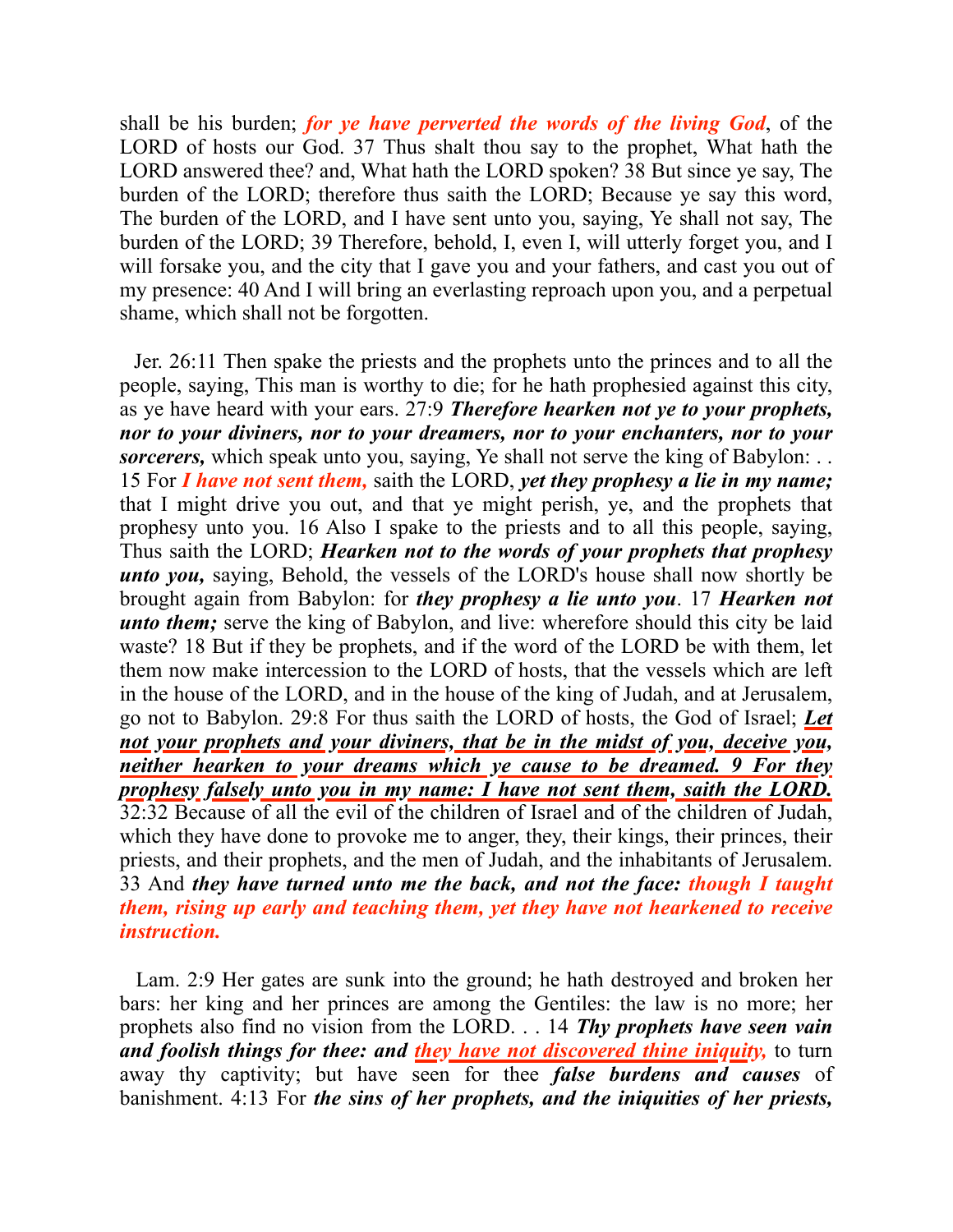shall be his burden; ***for ye have perverted the words of the living God***, of the LORD of hosts our God. 37 Thus shalt thou say to the prophet, What hath the LORD answered thee? and, What hath the LORD spoken? 38 But since ye say, The burden of the LORD; therefore thus saith the LORD; Because ye say this word, The burden of the LORD, and I have sent unto you, saying, Ye shall not say, The burden of the LORD; 39 Therefore, behold, I, even I, will utterly forget you, and I will forsake you, and the city that I gave you and your fathers, and cast you out of my presence: 40 And I will bring an everlasting reproach upon you, and a perpetual shame, which shall not be forgotten.

Jer. 26:11 Then spake the priests and the prophets unto the princes and to all the people, saying, This man is worthy to die; for he hath prophesied against this city, as ye have heard with your ears. 27:9 ***Therefore hearken not ye to your prophets, nor to your diviners, nor to your dreamers, nor to your enchanters, nor to your sorcerers,*** which speak unto you, saying, Ye shall not serve the king of Babylon: . . 15 For ***I have not sent them,*** saith the LORD, ***yet they prophesy a lie in my name;*** that I might drive you out, and that ye might perish, ye, and the prophets that prophesy unto you. 16 Also I spake to the priests and to all this people, saying, Thus saith the LORD; ***Hearken not to the words of your prophets that prophesy unto you,*** saying, Behold, the vessels of the LORD's house shall now shortly be brought again from Babylon: for ***they prophesy a lie unto you***. 17 ***Hearken not unto them;*** serve the king of Babylon, and live: wherefore should this city be laid waste? 18 But if they be prophets, and if the word of the LORD be with them, let them now make intercession to the LORD of hosts, that the vessels which are left in the house of the LORD, and in the house of the king of Judah, and at Jerusalem, go not to Babylon. 29:8 For thus saith the LORD of hosts, the God of Israel; ***Let not your prophets and your diviners, that be in the midst of you, deceive you, neither hearken to your dreams which ye cause to be dreamed. 9 For they prophesy falsely unto you in my name: I have not sent them, saith the LORD.*** 32:32 Because of all the evil of the children of Israel and of the children of Judah, which they have done to provoke me to anger, they, their kings, their princes, their priests, and their prophets, and the men of Judah, and the inhabitants of Jerusalem. 33 And ***they have turned unto me the back, and not the face: though I taught them, rising up early and teaching them, yet they have not hearkened to receive instruction.***

Lam. 2:9 Her gates are sunk into the ground; he hath destroyed and broken her bars: her king and her princes are among the Gentiles: the law is no more; her prophets also find no vision from the LORD. . . 14 ***Thy prophets have seen vain and foolish things for thee: and they have not discovered thine iniquity,*** to turn away thy captivity; but have seen for thee ***false burdens and causes*** of banishment. 4:13 For ***the sins of her prophets, and the iniquities of her priests,***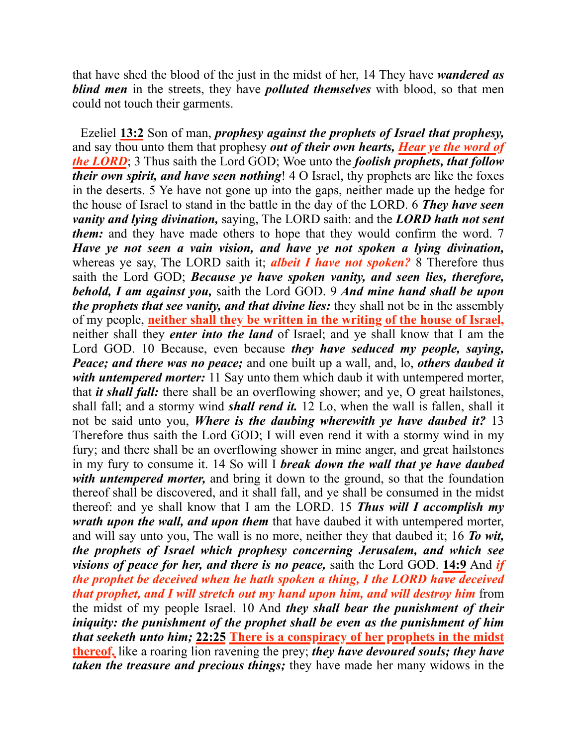that have shed the blood of the just in the midst of her, 14 They have ***wandered as blind men*** in the streets, they have ***polluted themselves*** with blood, so that men could not touch their garments.

Ezeliel **13:2** Son of man, ***prophesy against the prophets of Israel that prophesy,*** and say thou unto them that prophesy ***out of their own hearts, Hear ye the word of the LORD***; 3 Thus saith the Lord GOD; Woe unto the ***foolish prophets, that follow their own spirit, and have seen nothing***! 4 O Israel, thy prophets are like the foxes in the deserts. 5 Ye have not gone up into the gaps, neither made up the hedge for the house of Israel to stand in the battle in the day of the LORD. 6 ***They have seen vanity and lying divination,*** saying, The LORD saith: and the ***LORD hath not sent them:*** and they have made others to hope that they would confirm the word. 7 ***Have ye not seen a vain vision, and have ye not spoken a lying divination,*** whereas ye say, The LORD saith it; ***albeit I have not spoken?*** 8 Therefore thus saith the Lord GOD; ***Because ye have spoken vanity, and seen lies, therefore, behold, I am against you,*** saith the Lord GOD. 9 ***And mine hand shall be upon the prophets that see vanity, and that divine lies:*** they shall not be in the assembly of my people, **neither shall they be written in the writing of the house of Israel,** neither shall they ***enter into the land*** of Israel; and ye shall know that I am the Lord GOD. 10 Because, even because ***they have seduced my people, saying, Peace; and there was no peace;*** and one built up a wall, and, lo, ***others daubed it with untempered morter:*** 11 Say unto them which daub it with untempered morter, that ***it shall fall:*** there shall be an overflowing shower; and ye, O great hailstones, shall fall; and a stormy wind ***shall rend it.*** 12 Lo, when the wall is fallen, shall it not be said unto you, ***Where is the daubing wherewith ye have daubed it?*** 13 Therefore thus saith the Lord GOD; I will even rend it with a stormy wind in my fury; and there shall be an overflowing shower in mine anger, and great hailstones in my fury to consume it. 14 So will I ***break down the wall that ye have daubed with untempered morter,*** and bring it down to the ground, so that the foundation thereof shall be discovered, and it shall fall, and ye shall be consumed in the midst thereof: and ye shall know that I am the LORD. 15 ***Thus will I accomplish my wrath upon the wall, and upon them*** that have daubed it with untempered morter, and will say unto you, The wall is no more, neither they that daubed it; 16 ***To wit, the prophets of Israel which prophesy concerning Jerusalem, and which see visions of peace for her, and there is no peace,*** saith the Lord GOD. **14:9** And ***if the prophet be deceived when he hath spoken a thing, I the LORD have deceived that prophet, and I will stretch out my hand upon him, and will destroy him*** from the midst of my people Israel. 10 And ***they shall bear the punishment of their iniquity: the punishment of the prophet shall be even as the punishment of him that seeketh unto him;*** **22:25** **There is a conspiracy of her prophets in the midst thereof,** like a roaring lion ravening the prey; ***they have devoured souls; they have taken the treasure and precious things;*** they have made her many widows in the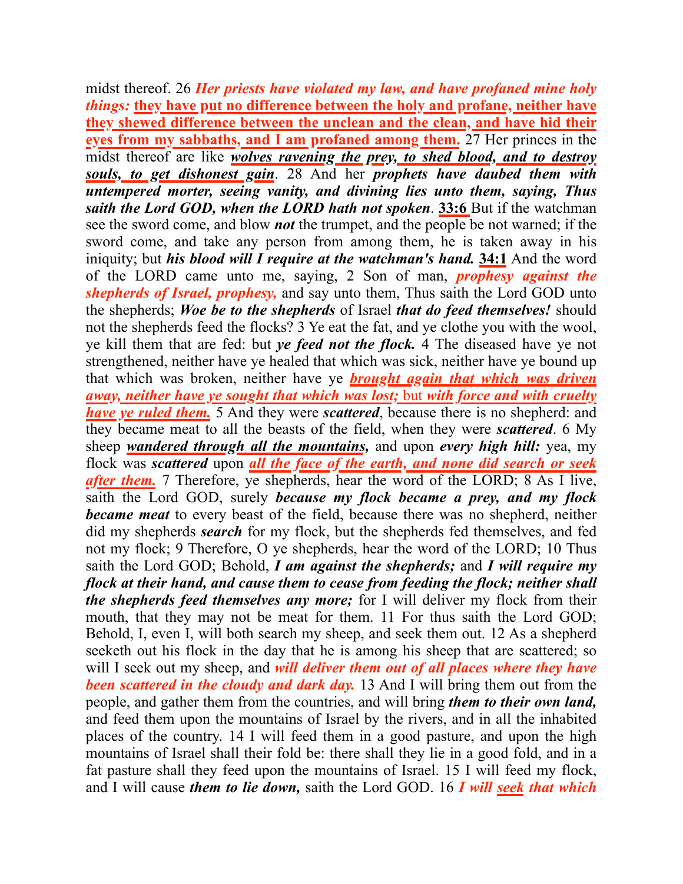midst thereof. 26 ***Her priests have violated my law, and have profaned mine holy things:* <u>they have put no difference between the holy and profane, neither have they shewed difference between the unclean and the clean, and have hid their eyes from my sabbaths, and I am profaned among them.</u>** 27 Her princes in the midst thereof are like ***<u>wolves ravening the prey, to shed blood, and to destroy souls, to get dishonest gain</u>***. 28 And her ***prophets have daubed them with untempered morter, seeing vanity, and divining lies unto them, saying, Thus saith the Lord GOD, when the LORD hath not spoken***. **<u>33:6</u>** But if the watchman see the sword come, and blow ***not*** the trumpet, and the people be not warned; if the sword come, and take any person from among them, he is taken away in his iniquity; but ***his blood will I require at the watchman's hand.*** **<u>34:1</u>** And the word of the LORD came unto me, saying, 2 Son of man, ***prophesy against the shepherds of Israel, prophesy,*** and say unto them, Thus saith the Lord GOD unto the shepherds; ***Woe be to the shepherds*** of Israel ***that do feed themselves!*** should not the shepherds feed the flocks? 3 Ye eat the fat, and ye clothe you with the wool, ye kill them that are fed: but ***ye feed not the flock.*** 4 The diseased have ye not strengthened, neither have ye healed that which was sick, neither have ye bound up that which was broken, neither have ye ***<u>brought again that which was driven away, neither have ye sought that which was lost;</u>*** <u>but</u> ***<u>with force and with cruelty have ye ruled them.</u>*** 5 And they were ***scattered***, because there is no shepherd: and they became meat to all the beasts of the field, when they were ***scattered***. 6 My sheep ***<u>wandered through all the mountains,</u>*** and upon ***every high hill:*** yea, my flock was ***scattered*** upon ***<u>all the face of the earth, and none did search or seek after them.</u>*** 7 Therefore, ye shepherds, hear the word of the LORD; 8 As I live, saith the Lord GOD, surely ***because my flock became a prey, and my flock became meat*** to every beast of the field, because there was no shepherd, neither did my shepherds ***search*** for my flock, but the shepherds fed themselves, and fed not my flock; 9 Therefore, O ye shepherds, hear the word of the LORD; 10 Thus saith the Lord GOD; Behold, ***I am against the shepherds;*** and ***I will require my flock at their hand, and cause them to cease from feeding the flock; neither shall the shepherds feed themselves any more;*** for I will deliver my flock from their mouth, that they may not be meat for them. 11 For thus saith the Lord GOD; Behold, I, even I, will both search my sheep, and seek them out. 12 As a shepherd seeketh out his flock in the day that he is among his sheep that are scattered; so will I seek out my sheep, and ***will deliver them out of all places where they have been scattered in the cloudy and dark day.*** 13 And I will bring them out from the people, and gather them from the countries, and will bring ***them to their own land,*** and feed them upon the mountains of Israel by the rivers, and in all the inhabited places of the country. 14 I will feed them in a good pasture, and upon the high mountains of Israel shall their fold be: there shall they lie in a good fold, and in a fat pasture shall they feed upon the mountains of Israel. 15 I will feed my flock, and I will cause ***them to lie down,*** saith the Lord GOD. 16 ***I will <u>seek</u> that which***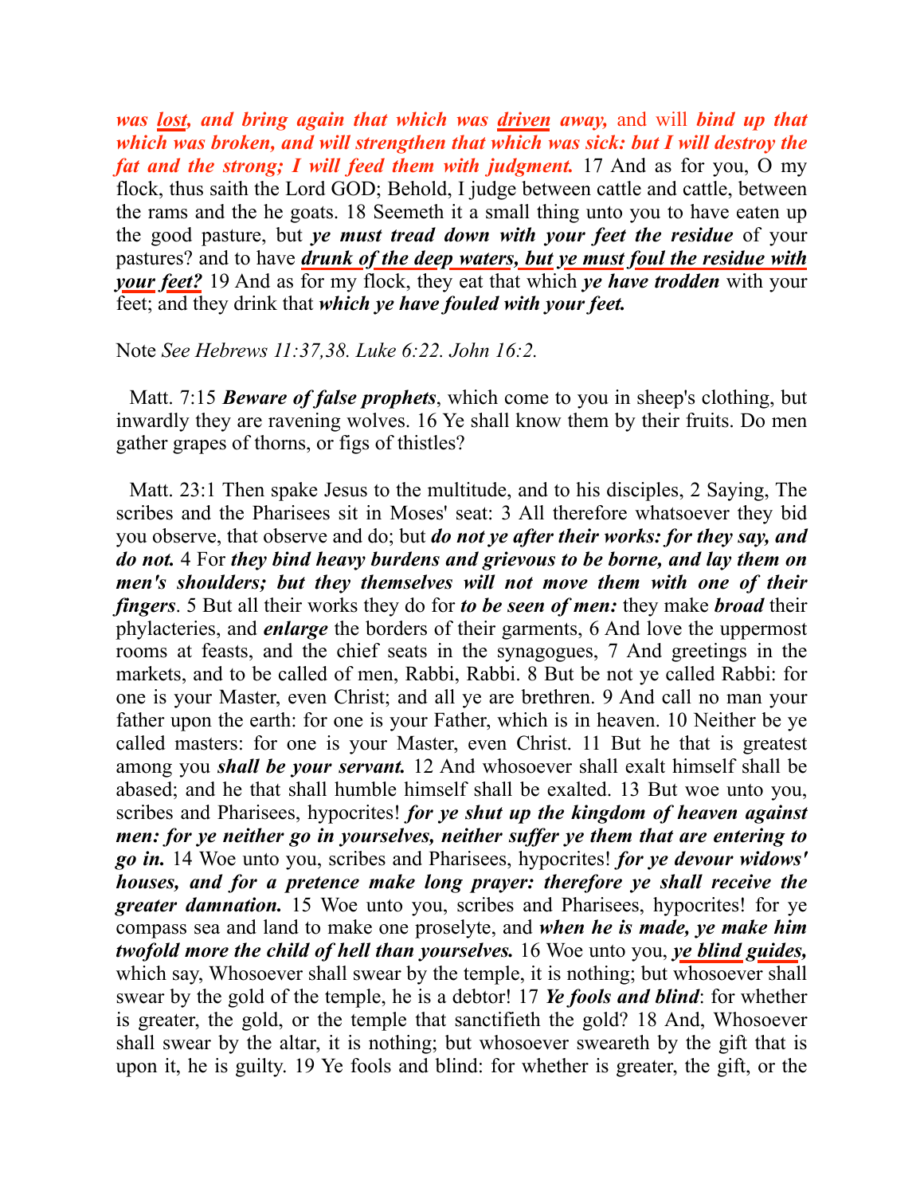***was lost, and bring again that which was driven away,*** and will ***bind up that which was broken, and will strengthen that which was sick: but I will destroy the fat and the strong; I will feed them with judgment.*** 17 And as for you, O my flock, thus saith the Lord GOD; Behold, I judge between cattle and cattle, between the rams and the he goats. 18 Seemeth it a small thing unto you to have eaten up the good pasture, but ***ye must tread down with your feet the residue*** of your pastures? and to have ***drunk of the deep waters, but ye must foul the residue with your feet?*** 19 And as for my flock, they eat that which ***ye have trodden*** with your feet; and they drink that ***which ye have fouled with your feet.***

Note *See Hebrews 11:37,38. Luke 6:22. John 16:2.*

Matt. 7:15 ***Beware of false prophets***, which come to you in sheep's clothing, but inwardly they are ravening wolves. 16 Ye shall know them by their fruits. Do men gather grapes of thorns, or figs of thistles?

Matt. 23:1 Then spake Jesus to the multitude, and to his disciples, 2 Saying, The scribes and the Pharisees sit in Moses' seat: 3 All therefore whatsoever they bid you observe, that observe and do; but ***do not ye after their works: for they say, and do not.*** 4 For ***they bind heavy burdens and grievous to be borne, and lay them on men's shoulders; but they themselves will not move them with one of their fingers***. 5 But all their works they do for ***to be seen of men:*** they make ***broad*** their phylacteries, and ***enlarge*** the borders of their garments, 6 And love the uppermost rooms at feasts, and the chief seats in the synagogues, 7 And greetings in the markets, and to be called of men, Rabbi, Rabbi. 8 But be not ye called Rabbi: for one is your Master, even Christ; and all ye are brethren. 9 And call no man your father upon the earth: for one is your Father, which is in heaven. 10 Neither be ye called masters: for one is your Master, even Christ. 11 But he that is greatest among you ***shall be your servant.*** 12 And whosoever shall exalt himself shall be abased; and he that shall humble himself shall be exalted. 13 But woe unto you, scribes and Pharisees, hypocrites! ***for ye shut up the kingdom of heaven against men: for ye neither go in yourselves, neither suffer ye them that are entering to go in.*** 14 Woe unto you, scribes and Pharisees, hypocrites! ***for ye devour widows' houses, and for a pretence make long prayer: therefore ye shall receive the greater damnation.*** 15 Woe unto you, scribes and Pharisees, hypocrites! for ye compass sea and land to make one proselyte, and ***when he is made, ye make him twofold more the child of hell than yourselves.*** 16 Woe unto you, ***ye blind guides,*** which say, Whosoever shall swear by the temple, it is nothing; but whosoever shall swear by the gold of the temple, he is a debtor! 17 ***Ye fools and blind***: for whether is greater, the gold, or the temple that sanctifieth the gold? 18 And, Whosoever shall swear by the altar, it is nothing; but whosoever sweareth by the gift that is upon it, he is guilty. 19 Ye fools and blind: for whether is greater, the gift, or the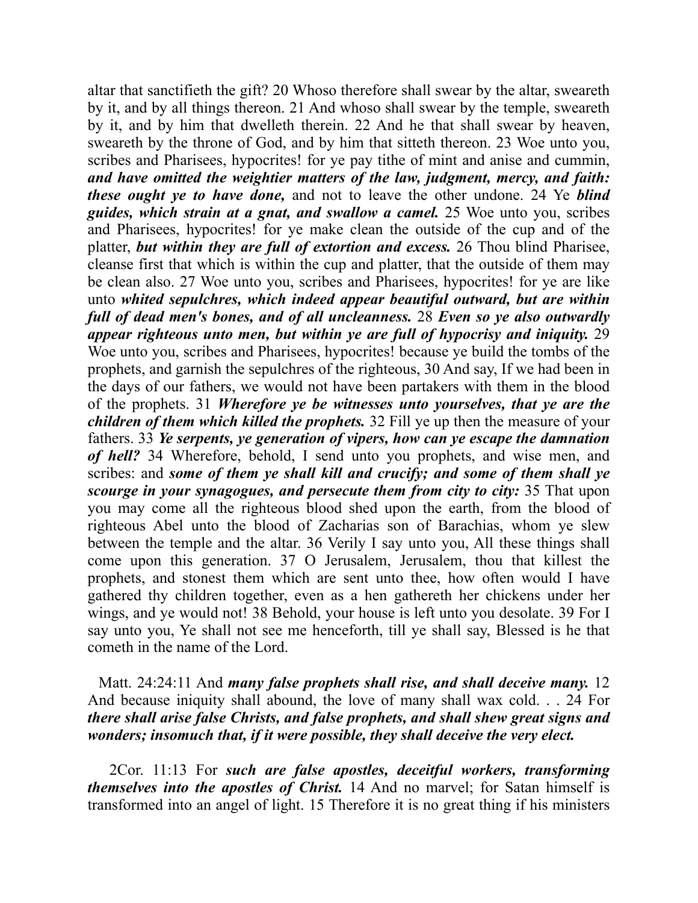altar that sanctifieth the gift? 20 Whoso therefore shall swear by the altar, sweareth by it, and by all things thereon. 21 And whoso shall swear by the temple, sweareth by it, and by him that dwelleth therein. 22 And he that shall swear by heaven, sweareth by the throne of God, and by him that sitteth thereon. 23 Woe unto you, scribes and Pharisees, hypocrites! for ye pay tithe of mint and anise and cummin, ***and have omitted the weightier matters of the law, judgment, mercy, and faith: these ought ye to have done,*** and not to leave the other undone. 24 Ye ***blind guides, which strain at a gnat, and swallow a camel.*** 25 Woe unto you, scribes and Pharisees, hypocrites! for ye make clean the outside of the cup and of the platter, ***but within they are full of extortion and excess.*** 26 Thou blind Pharisee, cleanse first that which is within the cup and platter, that the outside of them may be clean also. 27 Woe unto you, scribes and Pharisees, hypocrites! for ye are like unto ***whited sepulchres, which indeed appear beautiful outward, but are within full of dead men's bones, and of all uncleanness.*** 28 ***Even so ye also outwardly appear righteous unto men, but within ye are full of hypocrisy and iniquity.*** 29 Woe unto you, scribes and Pharisees, hypocrites! because ye build the tombs of the prophets, and garnish the sepulchres of the righteous, 30 And say, If we had been in the days of our fathers, we would not have been partakers with them in the blood of the prophets. 31 ***Wherefore ye be witnesses unto yourselves, that ye are the children of them which killed the prophets.*** 32 Fill ye up then the measure of your fathers. 33 ***Ye serpents, ye generation of vipers, how can ye escape the damnation of hell?*** 34 Wherefore, behold, I send unto you prophets, and wise men, and scribes: and ***some of them ye shall kill and crucify; and some of them shall ye scourge in your synagogues, and persecute them from city to city:*** 35 That upon you may come all the righteous blood shed upon the earth, from the blood of righteous Abel unto the blood of Zacharias son of Barachias, whom ye slew between the temple and the altar. 36 Verily I say unto you, All these things shall come upon this generation. 37 O Jerusalem, Jerusalem, thou that killest the prophets, and stonest them which are sent unto thee, how often would I have gathered thy children together, even as a hen gathereth her chickens under her wings, and ye would not! 38 Behold, your house is left unto you desolate. 39 For I say unto you, Ye shall not see me henceforth, till ye shall say, Blessed is he that cometh in the name of the Lord.

Matt. 24:24:11 And ***many false prophets shall rise, and shall deceive many.*** 12 And because iniquity shall abound, the love of many shall wax cold. . . 24 For ***there shall arise false Christs, and false prophets, and shall shew great signs and wonders; insomuch that, if it were possible, they shall deceive the very elect.***

2Cor. 11:13 For ***such are false apostles, deceitful workers, transforming themselves into the apostles of Christ.*** 14 And no marvel; for Satan himself is transformed into an angel of light. 15 Therefore it is no great thing if his ministers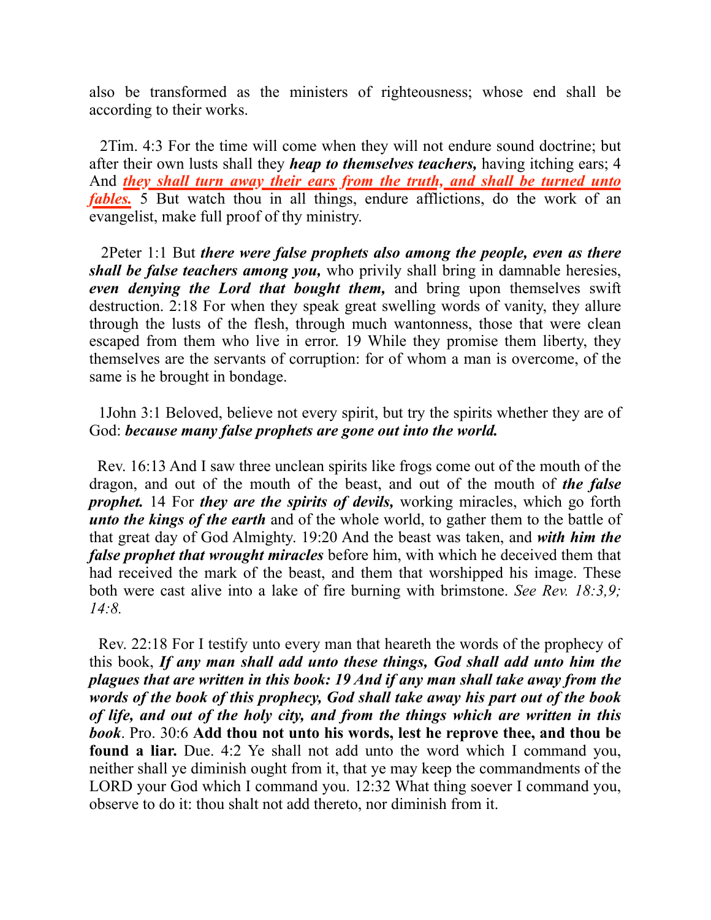also be transformed as the ministers of righteousness; whose end shall be according to their works.

2Tim. 4:3 For the time will come when they will not endure sound doctrine; but after their own lusts shall they ***heap to themselves teachers,*** having itching ears; 4 And ***<u>they shall turn away their ears from the truth, and shall be turned unto fables.</u>*** 5 But watch thou in all things, endure afflictions, do the work of an evangelist, make full proof of thy ministry.

2Peter 1:1 But ***there were false prophets also among the people, even as there shall be false teachers among you,*** who privily shall bring in damnable heresies, ***even denying the Lord that bought them,*** and bring upon themselves swift destruction. 2:18 For when they speak great swelling words of vanity, they allure through the lusts of the flesh, through much wantonness, those that were clean escaped from them who live in error. 19 While they promise them liberty, they themselves are the servants of corruption: for of whom a man is overcome, of the same is he brought in bondage.

1John 3:1 Beloved, believe not every spirit, but try the spirits whether they are of God: ***because many false prophets are gone out into the world.***

Rev. 16:13 And I saw three unclean spirits like frogs come out of the mouth of the dragon, and out of the mouth of the beast, and out of the mouth of ***the false prophet.*** 14 For ***they are the spirits of devils,*** working miracles, which go forth ***unto the kings of the earth*** and of the whole world, to gather them to the battle of that great day of God Almighty. 19:20 And the beast was taken, and ***with him the false prophet that wrought miracles*** before him, with which he deceived them that had received the mark of the beast, and them that worshipped his image. These both were cast alive into a lake of fire burning with brimstone. *See Rev. 18:3,9; 14:8.*

Rev. 22:18 For I testify unto every man that heareth the words of the prophecy of this book, ***If any man shall add unto these things, God shall add unto him the plagues that are written in this book: 19 And if any man shall take away from the words of the book of this prophecy, God shall take away his part out of the book of life, and out of the holy city, and from the things which are written in this book***. Pro. 30:6 **Add thou not unto his words, lest he reprove thee, and thou be found a liar.** Due. 4:2 Ye shall not add unto the word which I command you, neither shall ye diminish ought from it, that ye may keep the commandments of the LORD your God which I command you. 12:32 What thing soever I command you, observe to do it: thou shalt not add thereto, nor diminish from it.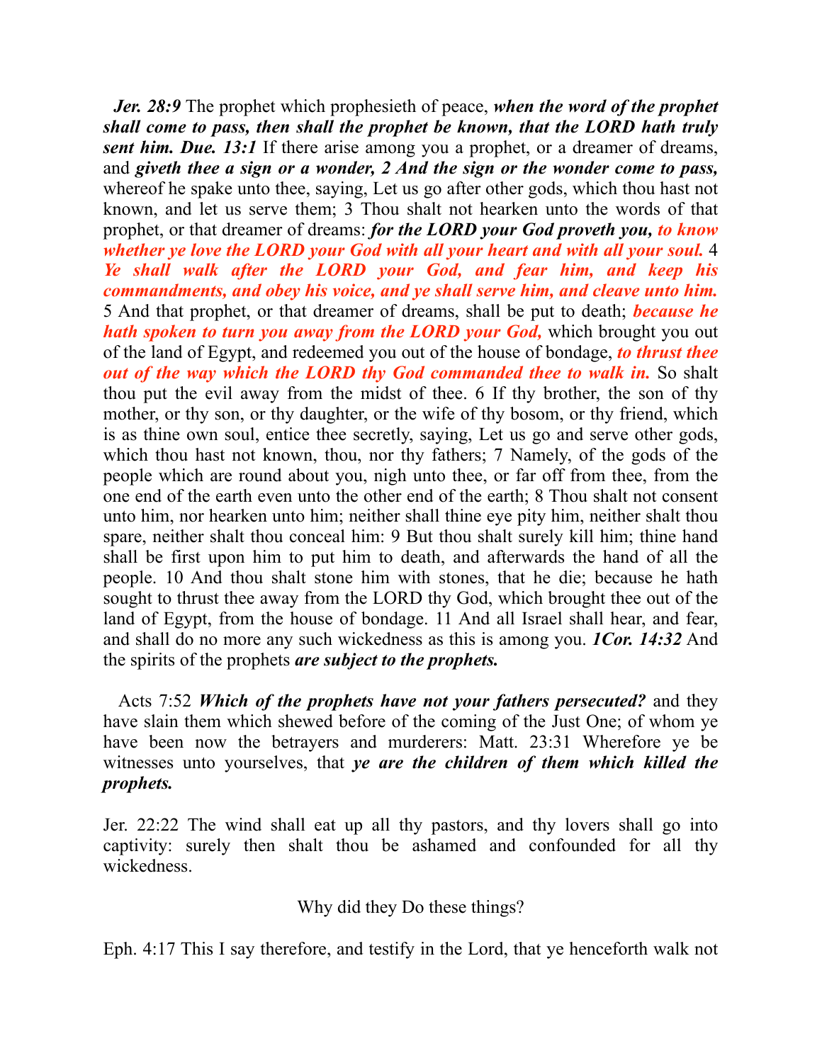***Jer. 28:9*** The prophet which prophesieth of peace, ***when the word of the prophet shall come to pass, then shall the prophet be known, that the LORD hath truly sent him. Due. 13:1*** If there arise among you a prophet, or a dreamer of dreams, and ***giveth thee a sign or a wonder, 2 And the sign or the wonder come to pass,*** whereof he spake unto thee, saying, Let us go after other gods, which thou hast not known, and let us serve them; 3 Thou shalt not hearken unto the words of that prophet, or that dreamer of dreams: ***for the LORD your God proveth you, to know whether ye love the LORD your God with all your heart and with all your soul.*** 4 ***Ye shall walk after the LORD your God, and fear him, and keep his commandments, and obey his voice, and ye shall serve him, and cleave unto him.*** 5 And that prophet, or that dreamer of dreams, shall be put to death; ***because he hath spoken to turn you away from the LORD your God,*** which brought you out of the land of Egypt, and redeemed you out of the house of bondage, ***to thrust thee out of the way which the LORD thy God commanded thee to walk in.*** So shalt thou put the evil away from the midst of thee. 6 If thy brother, the son of thy mother, or thy son, or thy daughter, or the wife of thy bosom, or thy friend, which is as thine own soul, entice thee secretly, saying, Let us go and serve other gods, which thou hast not known, thou, nor thy fathers; 7 Namely, of the gods of the people which are round about you, nigh unto thee, or far off from thee, from the one end of the earth even unto the other end of the earth; 8 Thou shalt not consent unto him, nor hearken unto him; neither shall thine eye pity him, neither shalt thou spare, neither shalt thou conceal him: 9 But thou shalt surely kill him; thine hand shall be first upon him to put him to death, and afterwards the hand of all the people. 10 And thou shalt stone him with stones, that he die; because he hath sought to thrust thee away from the LORD thy God, which brought thee out of the land of Egypt, from the house of bondage. 11 And all Israel shall hear, and fear, and shall do no more any such wickedness as this is among you. ***1Cor. 14:32*** And the spirits of the prophets ***are subject to the prophets.***

Acts 7:52 ***Which of the prophets have not your fathers persecuted?*** and they have slain them which shewed before of the coming of the Just One; of whom ye have been now the betrayers and murderers: Matt. 23:31 Wherefore ye be witnesses unto yourselves, that ***ye are the children of them which killed the prophets.***

Jer. 22:22 The wind shall eat up all thy pastors, and thy lovers shall go into captivity: surely then shalt thou be ashamed and confounded for all thy wickedness.

Why did they Do these things?

Eph. 4:17 This I say therefore, and testify in the Lord, that ye henceforth walk not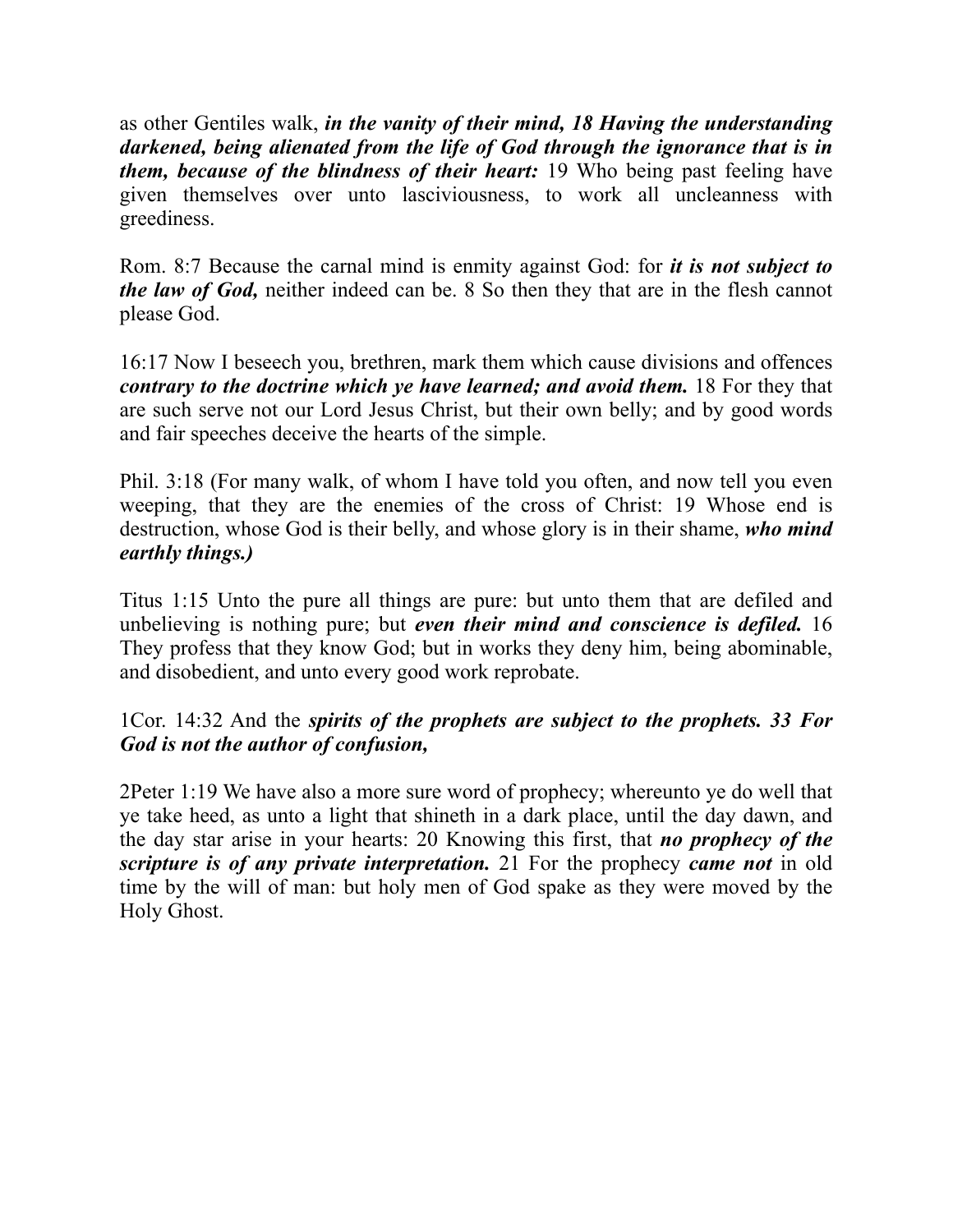as other Gentiles walk, ***in the vanity of their mind, 18 Having the understanding darkened, being alienated from the life of God through the ignorance that is in them, because of the blindness of their heart:*** 19 Who being past feeling have given themselves over unto lasciviousness, to work all uncleanness with greediness.

Rom. 8:7 Because the carnal mind is enmity against God: for ***it is not subject to the law of God,*** neither indeed can be. 8 So then they that are in the flesh cannot please God.

16:17 Now I beseech you, brethren, mark them which cause divisions and offences ***contrary to the doctrine which ye have learned; and avoid them.*** 18 For they that are such serve not our Lord Jesus Christ, but their own belly; and by good words and fair speeches deceive the hearts of the simple.

Phil. 3:18 (For many walk, of whom I have told you often, and now tell you even weeping, that they are the enemies of the cross of Christ: 19 Whose end is destruction, whose God is their belly, and whose glory is in their shame, ***who mind earthly things.)***

Titus 1:15 Unto the pure all things are pure: but unto them that are defiled and unbelieving is nothing pure; but ***even their mind and conscience is defiled.*** 16 They profess that they know God; but in works they deny him, being abominable, and disobedient, and unto every good work reprobate.

1Cor. 14:32 And the ***spirits of the prophets are subject to the prophets. 33 For God is not the author of confusion,***

2Peter 1:19 We have also a more sure word of prophecy; whereunto ye do well that ye take heed, as unto a light that shineth in a dark place, until the day dawn, and the day star arise in your hearts: 20 Knowing this first, that ***no prophecy of the scripture is of any private interpretation.*** 21 For the prophecy ***came not*** in old time by the will of man: but holy men of God spake as they were moved by the Holy Ghost.